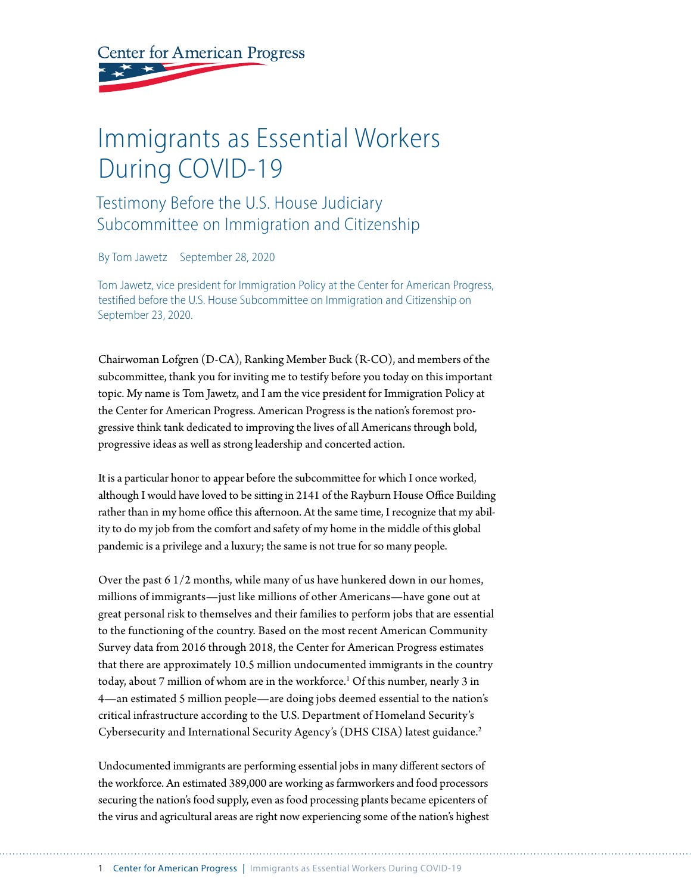Center for American Progress

# Immigrants as Essential Workers During COVID-19

## Testimony Before the U.S. House Judiciary Subcommittee on Immigration and Citizenship

By Tom Jawetz September 28, 2020

Tom Jawetz, vice president for Immigration Policy at the Center for American Progress, testified before the U.S. House Subcommittee on Immigration and Citizenship on September 23, 2020.

Chairwoman Lofgren (D-CA), Ranking Member Buck (R-CO), and members of the subcommittee, thank you for inviting me to testify before you today on this important topic. My name is Tom Jawetz, and I am the vice president for Immigration Policy at the Center for American Progress. American Progress is the nation's foremost progressive think tank dedicated to improving the lives of all Americans through bold, progressive ideas as well as strong leadership and concerted action.

It is a particular honor to appear before the subcommittee for which I once worked, although I would have loved to be sitting in 2141 of the Rayburn House Office Building rather than in my home office this afternoon. At the same time, I recognize that my ability to do my job from the comfort and safety of my home in the middle of this global pandemic is a privilege and a luxury; the same is not true for so many people.

Over the past 6 1/2 months, while many of us have hunkered down in our homes, millions of immigrants—just like millions of other Americans—have gone out at great personal risk to themselves and their families to perform jobs that are essential to the functioning of the country. Based on the most recent American Community Survey data from 2016 through 2018, the Center for American Progress estimates that there are approximately 10.5 million undocumented immigrants in the country today, about 7 million of whom are in the workforce.[1] Of this number, nearly 3 in 4—an estimated 5 million people—are doing jobs deemed essential to the nation's critical infrastructure according to the U.S. Department of Homeland Security's Cybersecurity and International Security Agency's (DHS CISA) latest guidance.[2]

Undocumented immigrants are performing essential jobs in many different sectors of the workforce. An estimated 389,000 are working as farmworkers and food processors securing the nation's food supply, even as food processing plants became epicenters of the virus and agricultural areas are right now experiencing some of the nation's highest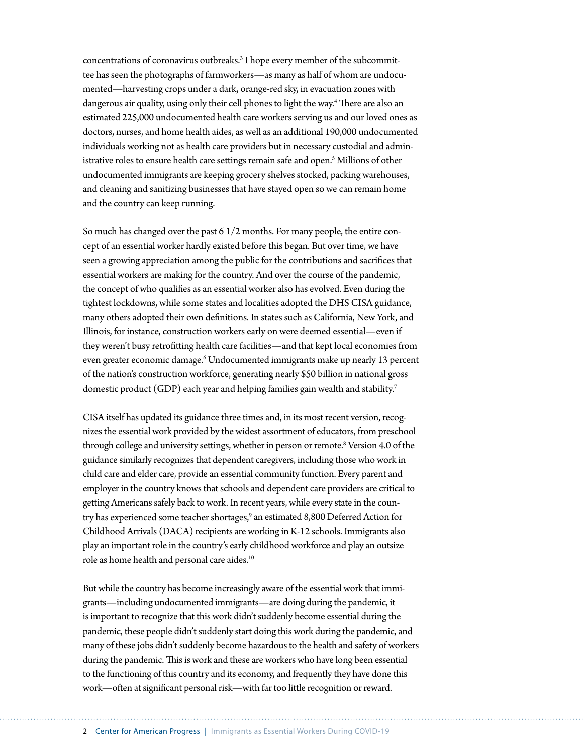concentrations of coronavirus outbreaks.[3] I hope every member of the subcommittee has seen the photographs of farmworkers—as many as half of whom are undocumented—harvesting crops under a dark, orange-red sky, in evacuation zones with dangerous air quality, using only their cell phones to light the way.[4] There are also an estimated 225,000 undocumented health care workers serving us and our loved ones as doctors, nurses, and home health aides, as well as an additional 190,000 undocumented individuals working not as health care providers but in necessary custodial and administrative roles to ensure health care settings remain safe and open.[5] Millions of other undocumented immigrants are keeping grocery shelves stocked, packing warehouses, and cleaning and sanitizing businesses that have stayed open so we can remain home and the country can keep running.

So much has changed over the past 6 1/2 months. For many people, the entire concept of an essential worker hardly existed before this began. But over time, we have seen a growing appreciation among the public for the contributions and sacrifices that essential workers are making for the country. And over the course of the pandemic, the concept of who qualifies as an essential worker also has evolved. Even during the tightest lockdowns, while some states and localities adopted the DHS CISA guidance, many others adopted their own definitions. In states such as California, New York, and Illinois, for instance, construction workers early on were deemed essential—even if they weren't busy retrofitting health care facilities—and that kept local economies from even greater economic damage.[6] Undocumented immigrants make up nearly 13 percent of the nation's construction workforce, generating nearly $50 billion in national gross domestic product (GDP) each year and helping families gain wealth and stability.[7]

CISA itself has updated its guidance three times and, in its most recent version, recognizes the essential work provided by the widest assortment of educators, from preschool through college and university settings, whether in person or remote.[8] Version 4.0 of the guidance similarly recognizes that dependent caregivers, including those who work in child care and elder care, provide an essential community function. Every parent and employer in the country knows that schools and dependent care providers are critical to getting Americans safely back to work. In recent years, while every state in the country has experienced some teacher shortages,[9] an estimated 8,800 Deferred Action for Childhood Arrivals (DACA) recipients are working in K-12 schools. Immigrants also play an important role in the country's early childhood workforce and play an outsize role as home health and personal care aides.[10]

But while the country has become increasingly aware of the essential work that immigrants—including undocumented immigrants—are doing during the pandemic, it is important to recognize that this work didn't suddenly become essential during the pandemic, these people didn't suddenly start doing this work during the pandemic, and many of these jobs didn't suddenly become hazardous to the health and safety of workers during the pandemic. This is work and these are workers who have long been essential to the functioning of this country and its economy, and frequently they have done this work—often at significant personal risk—with far too little recognition or reward.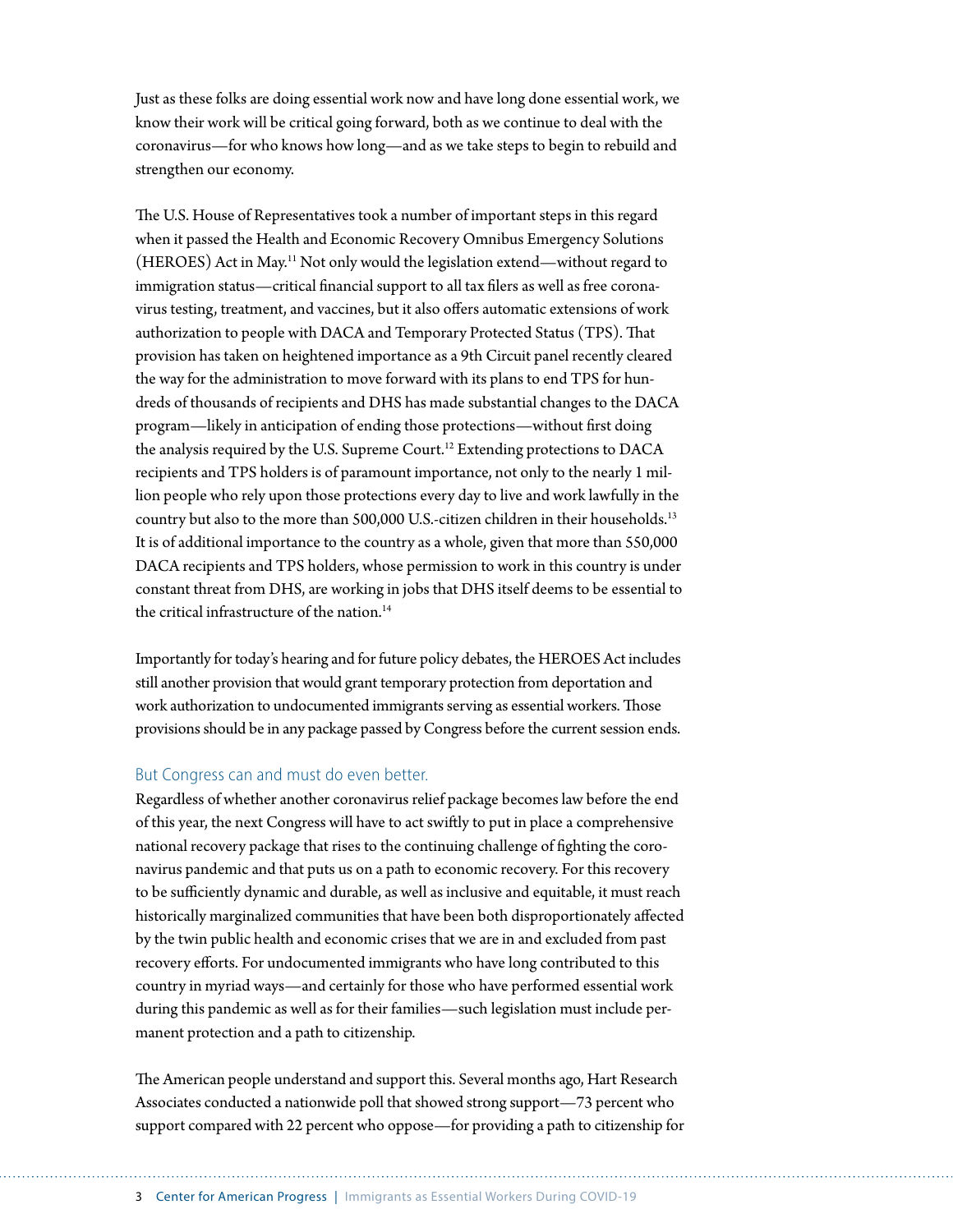Just as these folks are doing essential work now and have long done essential work, we know their work will be critical going forward, both as we continue to deal with the coronavirus—for who knows how long—and as we take steps to begin to rebuild and strengthen our economy.

The U.S. House of Representatives took a number of important steps in this regard when it passed the Health and Economic Recovery Omnibus Emergency Solutions (HEROES) Act in May.[11] Not only would the legislation extend—without regard to immigration status—critical financial support to all tax filers as well as free coronavirus testing, treatment, and vaccines, but it also offers automatic extensions of work authorization to people with DACA and Temporary Protected Status (TPS). That provision has taken on heightened importance as a 9th Circuit panel recently cleared the way for the administration to move forward with its plans to end TPS for hundreds of thousands of recipients and DHS has made substantial changes to the DACA program—likely in anticipation of ending those protections—without first doing the analysis required by the U.S. Supreme Court.[12] Extending protections to DACA recipients and TPS holders is of paramount importance, not only to the nearly 1 million people who rely upon those protections every day to live and work lawfully in the country but also to the more than 500,000 U.S.-citizen children in their households.[13] It is of additional importance to the country as a whole, given that more than 550,000 DACA recipients and TPS holders, whose permission to work in this country is under constant threat from DHS, are working in jobs that DHS itself deems to be essential to the critical infrastructure of the nation.[14]

Importantly for today's hearing and for future policy debates, the HEROES Act includes still another provision that would grant temporary protection from deportation and work authorization to undocumented immigrants serving as essential workers. Those provisions should be in any package passed by Congress before the current session ends.

### But Congress can and must do even better.

Regardless of whether another coronavirus relief package becomes law before the end of this year, the next Congress will have to act swiftly to put in place a comprehensive national recovery package that rises to the continuing challenge of fighting the coronavirus pandemic and that puts us on a path to economic recovery. For this recovery to be sufficiently dynamic and durable, as well as inclusive and equitable, it must reach historically marginalized communities that have been both disproportionately affected by the twin public health and economic crises that we are in and excluded from past recovery efforts. For undocumented immigrants who have long contributed to this country in myriad ways—and certainly for those who have performed essential work during this pandemic as well as for their families—such legislation must include permanent protection and a path to citizenship.

The American people understand and support this. Several months ago, Hart Research Associates conducted a nationwide poll that showed strong support—73 percent who support compared with 22 percent who oppose—for providing a path to citizenship for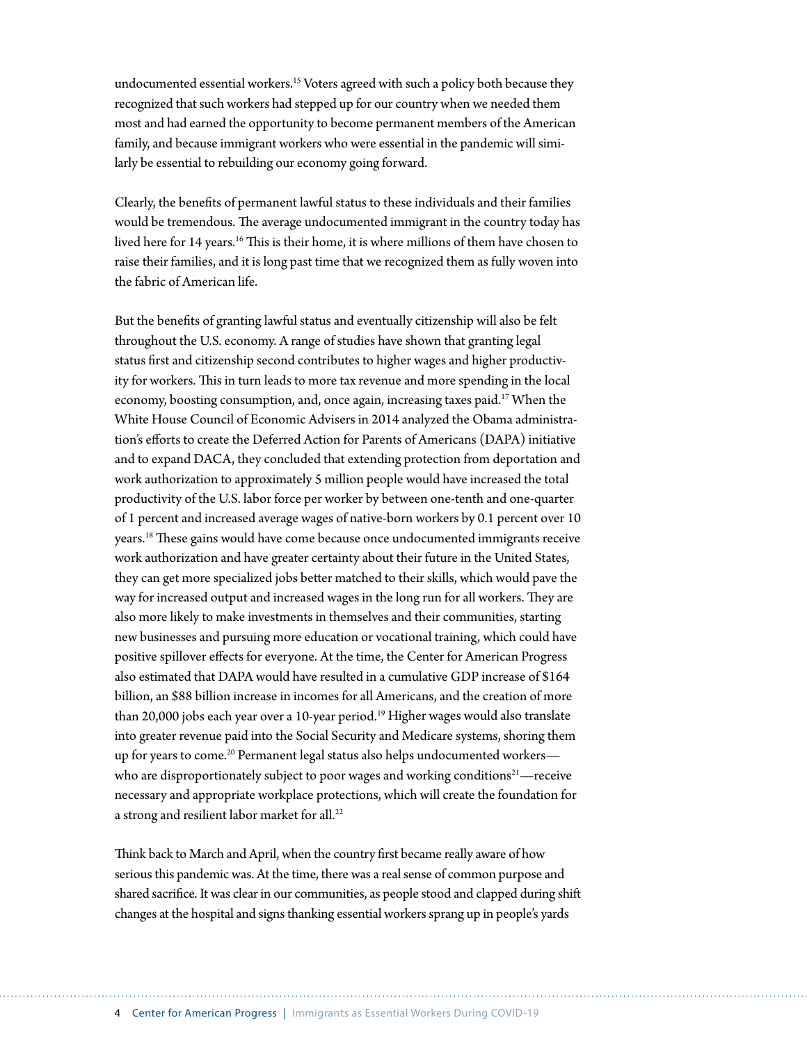undocumented essential workers.[15] Voters agreed with such a policy both because they recognized that such workers had stepped up for our country when we needed them most and had earned the opportunity to become permanent members of the American family, and because immigrant workers who were essential in the pandemic will similarly be essential to rebuilding our economy going forward.

Clearly, the benefits of permanent lawful status to these individuals and their families would be tremendous. The average undocumented immigrant in the country today has lived here for 14 years.[16] This is their home, it is where millions of them have chosen to raise their families, and it is long past time that we recognized them as fully woven into the fabric of American life.

But the benefits of granting lawful status and eventually citizenship will also be felt throughout the U.S. economy. A range of studies have shown that granting legal status first and citizenship second contributes to higher wages and higher productivity for workers. This in turn leads to more tax revenue and more spending in the local economy, boosting consumption, and, once again, increasing taxes paid.[17] When the White House Council of Economic Advisers in 2014 analyzed the Obama administration's efforts to create the Deferred Action for Parents of Americans (DAPA) initiative and to expand DACA, they concluded that extending protection from deportation and work authorization to approximately 5 million people would have increased the total productivity of the U.S. labor force per worker by between one-tenth and one-quarter of 1 percent and increased average wages of native-born workers by 0.1 percent over 10 years.[18] These gains would have come because once undocumented immigrants receive work authorization and have greater certainty about their future in the United States, they can get more specialized jobs better matched to their skills, which would pave the way for increased output and increased wages in the long run for all workers. They are also more likely to make investments in themselves and their communities, starting new businesses and pursuing more education or vocational training, which could have positive spillover effects for everyone. At the time, the Center for American Progress also estimated that DAPA would have resulted in a cumulative GDP increase of $164 billion, an $88 billion increase in incomes for all Americans, and the creation of more than 20,000 jobs each year over a 10-year period.[19] Higher wages would also translate into greater revenue paid into the Social Security and Medicare systems, shoring them up for years to come.[20] Permanent legal status also helps undocumented workers—who are disproportionately subject to poor wages and working conditions[21]—receive necessary and appropriate workplace protections, which will create the foundation for a strong and resilient labor market for all.[22]

Think back to March and April, when the country first became really aware of how serious this pandemic was. At the time, there was a real sense of common purpose and shared sacrifice. It was clear in our communities, as people stood and clapped during shift changes at the hospital and signs thanking essential workers sprang up in people's yards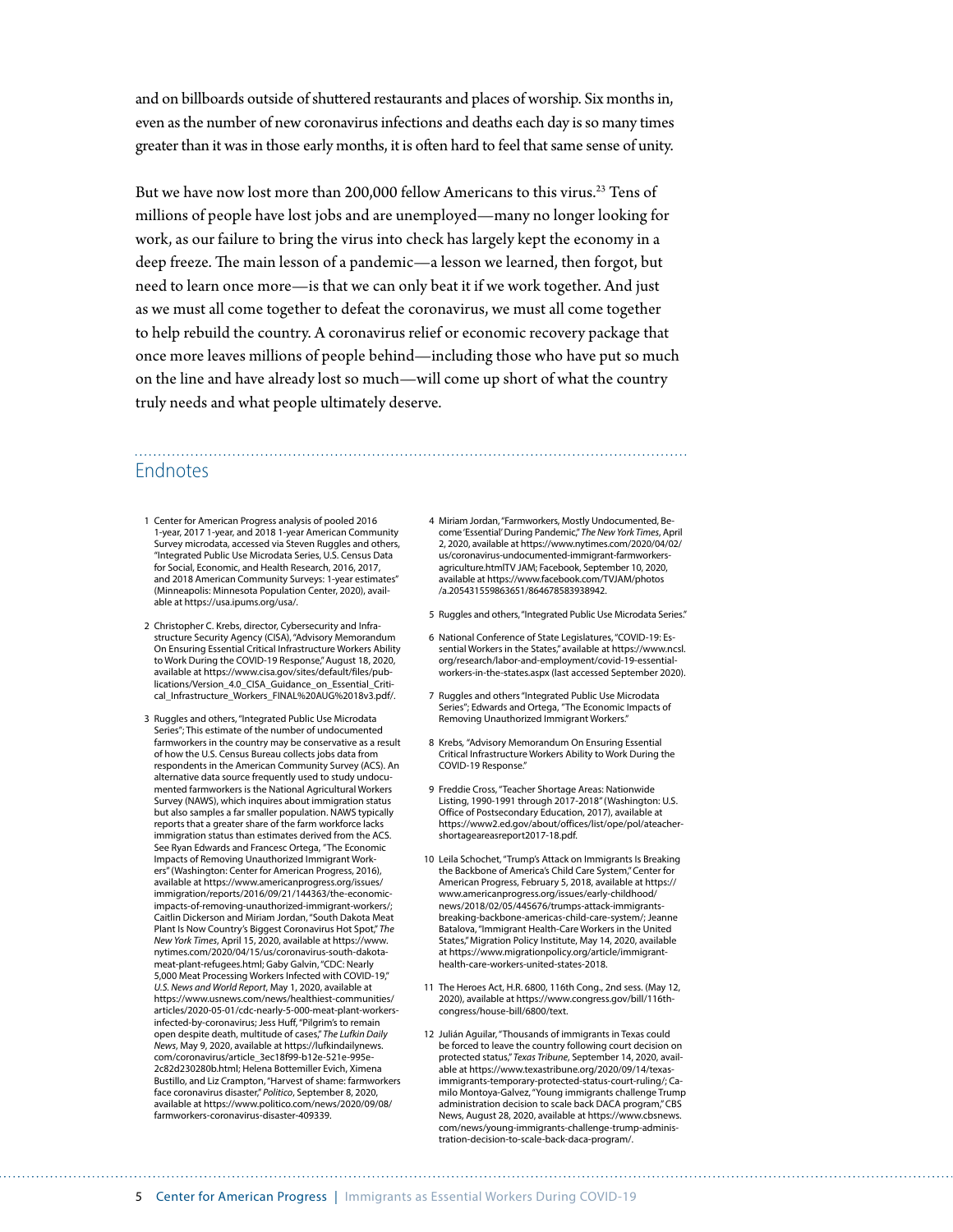and on billboards outside of shuttered restaurants and places of worship. Six months in, even as the number of new coronavirus infections and deaths each day is so many times greater than it was in those early months, it is often hard to feel that same sense of unity.

But we have now lost more than 200,000 fellow Americans to this virus.[23] Tens of millions of people have lost jobs and are unemployed—many no longer looking for work, as our failure to bring the virus into check has largely kept the economy in a deep freeze. The main lesson of a pandemic—a lesson we learned, then forgot, but need to learn once more—is that we can only beat it if we work together. And just as we must all come together to defeat the coronavirus, we must all come together to help rebuild the country. A coronavirus relief or economic recovery package that once more leaves millions of people behind—including those who have put so much on the line and have already lost so much—will come up short of what the country truly needs and what people ultimately deserve.

## Endnotes

1 Center for American Progress analysis of pooled 2016 1-year, 2017 1-year, and 2018 1-year American Community Survey microdata, accessed via Steven Ruggles and others, "Integrated Public Use Microdata Series, U.S. Census Data for Social, Economic, and Health Research, 2016, 2017, and 2018 American Community Surveys: 1-year estimates" (Minneapolis: Minnesota Population Center, 2020), available at https://usa.ipums.org/usa/.

2 Christopher C. Krebs, director, Cybersecurity and Infrastructure Security Agency (CISA), "Advisory Memorandum On Ensuring Essential Critical Infrastructure Workers Ability to Work During the COVID-19 Response," August 18, 2020, available at https://www.cisa.gov/sites/default/files/publications/Version_4.0_CISA_Guidance_on_Essential_Critical_Infrastructure_Workers_FINAL%20AUG%2018v3.pdf/.

3 Ruggles and others, "Integrated Public Use Microdata Series"; This estimate of the number of undocumented farmworkers in the country may be conservative as a result of how the U.S. Census Bureau collects jobs data from respondents in the American Community Survey (ACS). An alternative data source frequently used to study undocumented farmworkers is the National Agricultural Workers Survey (NAWS), which inquires about immigration status but also samples a far smaller population. NAWS typically reports that a greater share of the farm workforce lacks immigration status than estimates derived from the ACS. See Ryan Edwards and Francesc Ortega, "The Economic Impacts of Removing Unauthorized Immigrant Workers" (Washington: Center for American Progress, 2016), available at https://www.americanprogress.org/issues/immigration/reports/2016/09/21/144363/the-economic-impacts-of-removing-unauthorized-immigrant-workers/; Caitlin Dickerson and Miriam Jordan, "South Dakota Meat Plant Is Now Country's Biggest Coronavirus Hot Spot," *The New York Times*, April 15, 2020, available at https://www.nytimes.com/2020/04/15/us/coronavirus-south-dakota-meat-plant-refugees.html; Gaby Galvin, "CDC: Nearly 5,000 Meat Processing Workers Infected with COVID-19," *U.S. News and World Report*, May 1, 2020, available at https://www.usnews.com/news/healthiest-communities/articles/2020-05-01/cdc-nearly-5-000-meat-plant-workers-infected-by-coronavirus; Jess Huff, "Pilgrim's to remain open despite death, multitude of cases," *The Lufkin Daily News*, May 9, 2020, available at https://lufkindailynews.com/coronavirus/article_3ec18f99-b12e-521e-995e-2c82d230280b.html; Helena Bottemiller Evich, Ximena Bustillo, and Liz Crampton, "Harvest of shame: farmworkers face coronavirus disaster," *Politico*, September 8, 2020, available at https://www.politico.com/news/2020/09/08/farmworkers-coronavirus-disaster-409339.

4 Miriam Jordan, "Farmworkers, Mostly Undocumented, Become 'Essential' During Pandemic," *The New York Times*, April 2, 2020, available at https://www.nytimes.com/2020/04/02/us/coronavirus-undocumented-immigrant-farmworkers-agriculture.htmlTV JAM; Facebook, September 10, 2020, available at https://www.facebook.com/TVJAM/photos/a.205431559863651/864678583938942.

5 Ruggles and others, "Integrated Public Use Microdata Series."

6 National Conference of State Legislatures, "COVID-19: Essential Workers in the States," available at https://www.ncsl.org/research/labor-and-employment/covid-19-essential-workers-in-the-states.aspx (last accessed September 2020).

7 Ruggles and others "Integrated Public Use Microdata Series"; Edwards and Ortega, "The Economic Impacts of Removing Unauthorized Immigrant Workers."

8 Krebs, "Advisory Memorandum On Ensuring Essential Critical Infrastructure Workers Ability to Work During the COVID-19 Response."

9 Freddie Cross, "Teacher Shortage Areas: Nationwide Listing, 1990-1991 through 2017-2018" (Washington: U.S. Office of Postsecondary Education, 2017), available at https://www2.ed.gov/about/offices/list/ope/pol/ateachershortageareasreport2017-18.pdf.

10 Leila Schochet, "Trump's Attack on Immigrants Is Breaking the Backbone of America's Child Care System," Center for American Progress, February 5, 2018, available at https://www.americanprogress.org/issues/early-childhood/news/2018/02/05/445676/trumps-attack-immigrants-breaking-backbone-americas-child-care-system/; Jeanne Batalova, "Immigrant Health-Care Workers in the United States," Migration Policy Institute, May 14, 2020, available at https://www.migrationpolicy.org/article/immigrant-health-care-workers-united-states-2018.

11 The Heroes Act, H.R. 6800, 116th Cong., 2nd sess. (May 12, 2020), available at https://www.congress.gov/bill/116th-congress/house-bill/6800/text.

12 Julián Aguilar, "Thousands of immigrants in Texas could be forced to leave the country following court decision on protected status," *Texas Tribune*, September 14, 2020, available at https://www.texastribune.org/2020/09/14/texas-immigrants-temporary-protected-status-court-ruling/; Camilo Montoya-Galvez, "Young immigrants challenge Trump administration decision to scale back DACA program," CBS News, August 28, 2020, available at https://www.cbsnews.com/news/young-immigrants-challenge-trump-administration-decision-to-scale-back-daca-program/.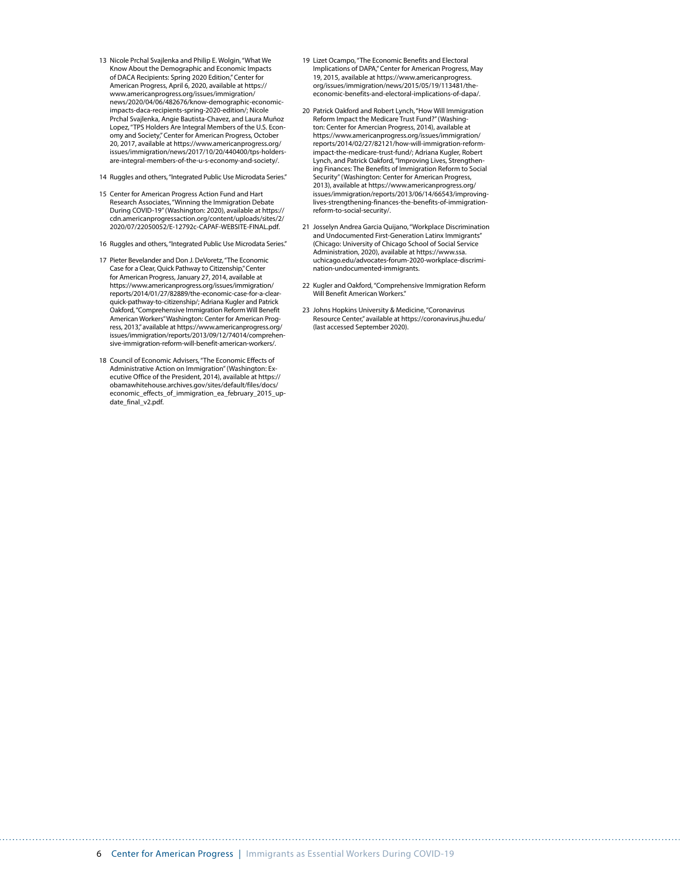13 Nicole Prchal Svajlenka and Philip E. Wolgin, "What We Know About the Demographic and Economic Impacts of DACA Recipients: Spring 2020 Edition," Center for American Progress, April 6, 2020, available at https://www.americanprogress.org/issues/immigration/news/2020/04/06/482676/know-demographic-economic-impacts-daca-recipients-spring-2020-edition/; Nicole Prchal Svajlenka, Angie Bautista-Chavez, and Laura Muñoz Lopez, "TPS Holders Are Integral Members of the U.S. Economy and Society," Center for American Progress, October 20, 2017, available at https://www.americanprogress.org/issues/immigration/news/2017/10/20/440400/tps-holders-are-integral-members-of-the-u-s-economy-and-society/.

14 Ruggles and others, "Integrated Public Use Microdata Series."

15 Center for American Progress Action Fund and Hart Research Associates, "Winning the Immigration Debate During COVID-19" (Washington: 2020), available at https://cdn.americanprogressaction.org/content/uploads/sites/2/2020/07/22050052/E-12792c-CAPAF-WEBSITE-FINAL.pdf.

16 Ruggles and others, "Integrated Public Use Microdata Series."

17 Pieter Bevelander and Don J. DeVoretz, "The Economic Case for a Clear, Quick Pathway to Citizenship," Center for American Progress, January 27, 2014, available at https://www.americanprogress.org/issues/immigration/reports/2014/01/27/82889/the-economic-case-for-a-clear-quick-pathway-to-citizenship/; Adriana Kugler and Patrick Oakford, "Comprehensive Immigration Reform Will Benefit American Workers" Washington: Center for American Progress, 2013," available at https://www.americanprogress.org/issues/immigration/reports/2013/09/12/74014/comprehensive-immigration-reform-will-benefit-american-workers/.

18 Council of Economic Advisers, "The Economic Effects of Administrative Action on Immigration" (Washington: Executive Office of the President, 2014), available at https://obamawhitehouse.archives.gov/sites/default/files/docs/economic_effects_of_immigration_ea_february_2015_update_final_v2.pdf.

19 Lizet Ocampo, "The Economic Benefits and Electoral Implications of DAPA," Center for American Progress, May 19, 2015, available at https://www.americanprogress.org/issues/immigration/news/2015/05/19/113481/the-economic-benefits-and-electoral-implications-of-dapa/.

20 Patrick Oakford and Robert Lynch, "How Will Immigration Reform Impact the Medicare Trust Fund?" (Washington: Center for Amercian Progress, 2014), available at https://www.americanprogress.org/issues/immigration/reports/2014/02/27/82121/how-will-immigration-reform-impact-the-medicare-trust-fund/; Adriana Kugler, Robert Lynch, and Patrick Oakford, "Improving Lives, Strengthening Finances: The Benefits of Immigration Reform to Social Security" (Washington: Center for American Progress, 2013), available at https://www.americanprogress.org/issues/immigration/reports/2013/06/14/66543/improving-lives-strengthening-finances-the-benefits-of-immigration-reform-to-social-security/.

21 Josselyn Andrea Garcia Quijano, "Workplace Discrimination and Undocumented First-Generation Latinx Immigrants" (Chicago: University of Chicago School of Social Service Administration, 2020), available at https://www.ssa.uchicago.edu/advocates-forum-2020-workplace-discrimination-undocumented-immigrants.

22 Kugler and Oakford, "Comprehensive Immigration Reform Will Benefit American Workers."

23 Johns Hopkins University & Medicine, "Coronavirus Resource Center," available at https://coronavirus.jhu.edu/ (last accessed September 2020).